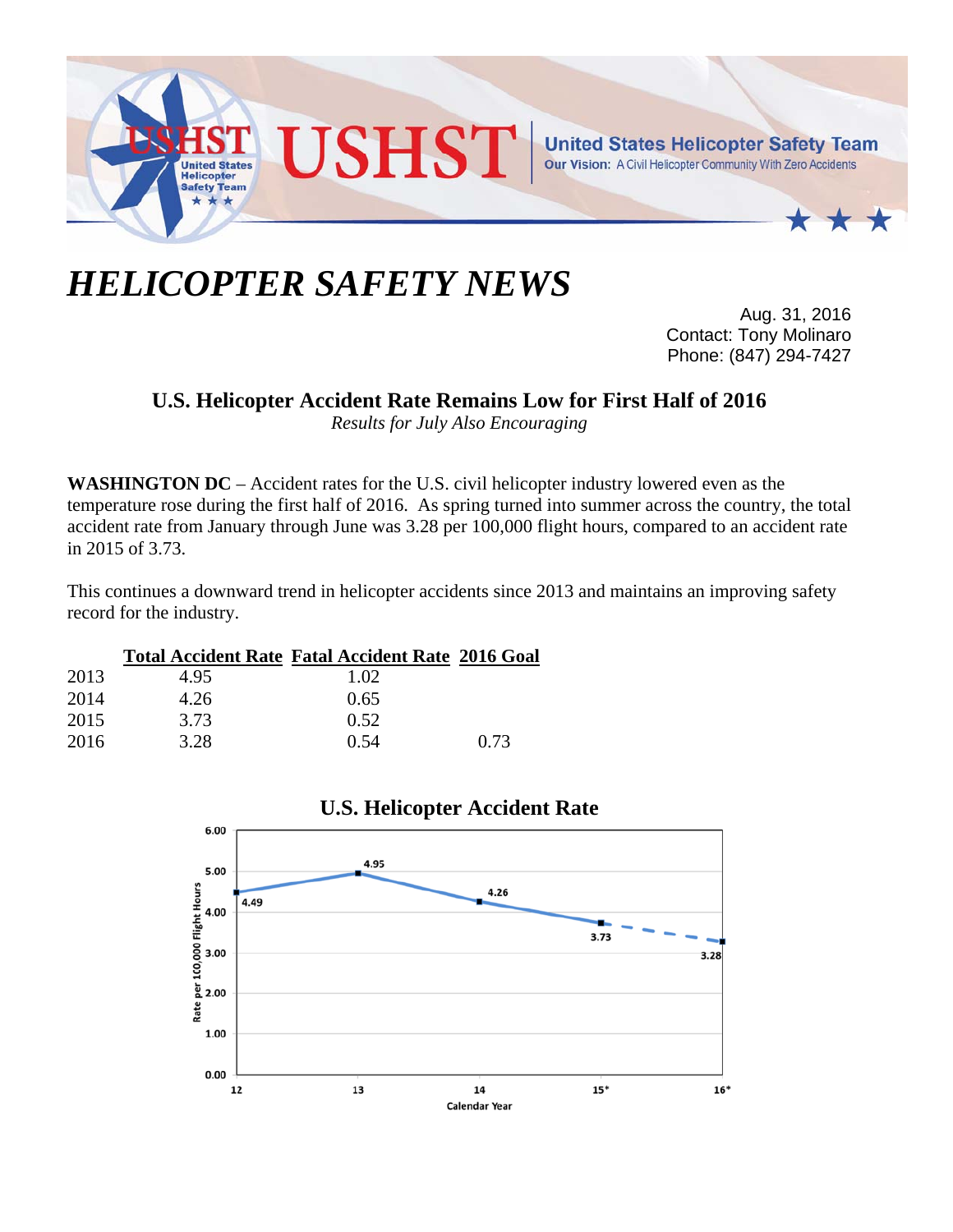USHST — United States Helicopter Safety Team

Our Vision: A Civil Helicopter Community With Zero Accidents

# HELICOPTER SAFETY NEWS

Aug. 31, 2016
Contact: Tony Molinaro
Phone: (847) 294-7427

## U.S. Helicopter Accident Rate Remains Low for First Half of 2016

*Results for July Also Encouraging*

**WASHINGTON DC** – Accident rates for the U.S. civil helicopter industry lowered even as the temperature rose during the first half of 2016. As spring turned into summer across the country, the total accident rate from January through June was 3.28 per 100,000 flight hours, compared to an accident rate in 2015 of 3.73.

This continues a downward trend in helicopter accidents since 2013 and maintains an improving safety record for the industry.

| | Total Accident Rate | Fatal Accident Rate | 2016 Goal |
|---|---|---|---|
| 2013 | 4.95 | 1.02 | |
| 2014 | 4.26 | 0.65 | |
| 2015 | 3.73 | 0.52 | |
| 2016 | 3.28 | 0.54 | 0.73 |

**U.S. Helicopter Accident Rate**

| Calendar Year | Rate per 100,000 Flight Hours |
|---|---|
| 12 | 4.49 |
| 13 | 4.95 |
| 14 | 4.26 |
| 15* | 3.73 |
| 16* | 3.28 |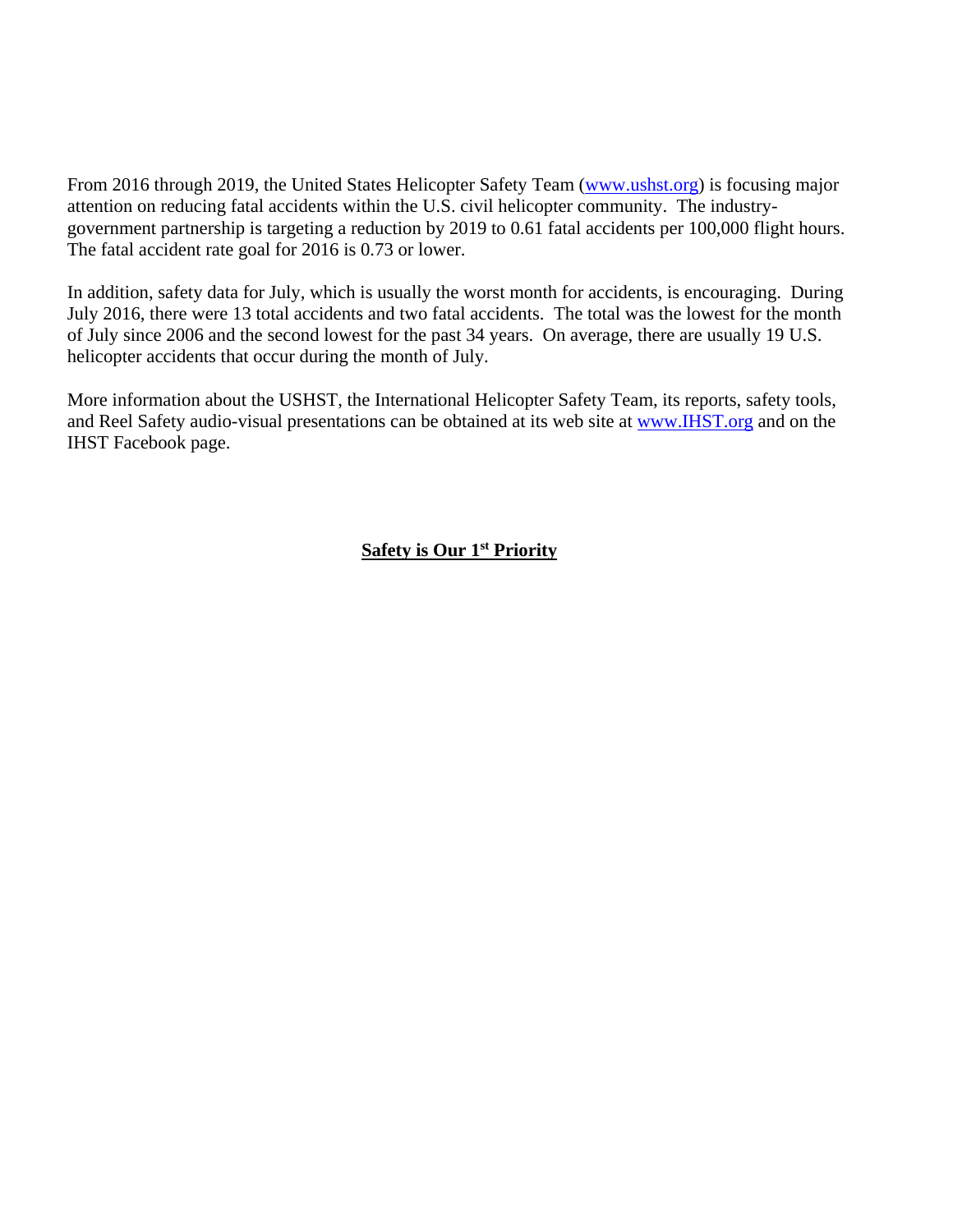From 2016 through 2019, the United States Helicopter Safety Team (www.ushst.org) is focusing major attention on reducing fatal accidents within the U.S. civil helicopter community. The industry-government partnership is targeting a reduction by 2019 to 0.61 fatal accidents per 100,000 flight hours. The fatal accident rate goal for 2016 is 0.73 or lower.

In addition, safety data for July, which is usually the worst month for accidents, is encouraging. During July 2016, there were 13 total accidents and two fatal accidents. The total was the lowest for the month of July since 2006 and the second lowest for the past 34 years. On average, there are usually 19 U.S. helicopter accidents that occur during the month of July.

More information about the USHST, the International Helicopter Safety Team, its reports, safety tools, and Reel Safety audio-visual presentations can be obtained at its web site at www.IHST.org and on the IHST Facebook page.

**Safety is Our 1st Priority**